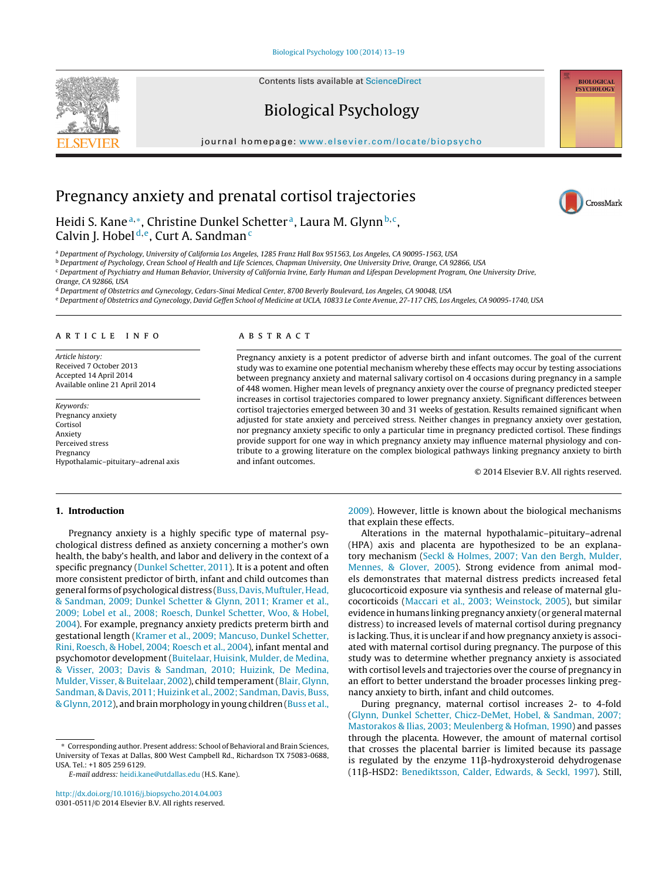# Pregnancy anxiety and prenatal cortisol trajectories

Heidi S. Kane [a,*], Christine Dunkel Schetter [a], Laura M. Glynn [b,c], Calvin J. Hobel [d,e], Curt A. Sandman [c]

[a] Department of Psychology, University of California Los Angeles, 1285 Franz Hall Box 951563, Los Angeles, CA 90095-1563, USA
[b] Department of Psychology, Crean School of Health and Life Sciences, Chapman University, One University Drive, Orange, CA 92866, USA
[c] Department of Psychiatry and Human Behavior, University of California Irvine, Early Human and Lifespan Development Program, One University Drive, Orange, CA 92866, USA
[d] Department of Obstetrics and Gynecology, Cedars-Sinai Medical Center, 8700 Beverly Boulevard, Los Angeles, CA 90048, USA
[e] Department of Obstetrics and Gynecology, David Geffen School of Medicine at UCLA, 10833 Le Conte Avenue, 27-117 CHS, Los Angeles, CA 90095-1740, USA

## ARTICLE INFO

*Article history:*
Received 7 October 2013
Accepted 14 April 2014
Available online 21 April 2014

*Keywords:*
Pregnancy anxiety
Cortisol
Anxiety
Perceived stress
Pregnancy
Hypothalamic–pituitary–adrenal axis

## ABSTRACT

Pregnancy anxiety is a potent predictor of adverse birth and infant outcomes. The goal of the current study was to examine one potential mechanism whereby these effects may occur by testing associations between pregnancy anxiety and maternal salivary cortisol on 4 occasions during pregnancy in a sample of 448 women. Higher mean levels of pregnancy anxiety over the course of pregnancy predicted steeper increases in cortisol trajectories compared to lower pregnancy anxiety. Significant differences between cortisol trajectories emerged between 30 and 31 weeks of gestation. Results remained significant when adjusted for state anxiety and perceived stress. Neither changes in pregnancy anxiety over gestation, nor pregnancy anxiety specific to only a particular time in pregnancy predicted cortisol. These findings provide support for one way in which pregnancy anxiety may influence maternal physiology and contribute to a growing literature on the complex biological pathways linking pregnancy anxiety to birth and infant outcomes.

© 2014 Elsevier B.V. All rights reserved.

## 1. Introduction

Pregnancy anxiety is a highly specific type of maternal psychological distress defined as anxiety concerning a mother's own health, the baby's health, and labor and delivery in the context of a specific pregnancy (Dunkel Schetter, 2011). It is a potent and often more consistent predictor of birth, infant and child outcomes than general forms of psychological distress (Buss, Davis, Muftuler, Head, & Sandman, 2009; Dunkel Schetter & Glynn, 2011; Kramer et al., 2009; Lobel et al., 2008; Roesch, Dunkel Schetter, Woo, & Hobel, 2004). For example, pregnancy anxiety predicts preterm birth and gestational length (Kramer et al., 2009; Mancuso, Dunkel Schetter, Rini, Roesch, & Hobel, 2004; Roesch et al., 2004), infant mental and psychomotor development (Buitelaar, Huisink, Mulder, de Medina, & Visser, 2003; Davis & Sandman, 2010; Huizink, De Medina, Mulder, Visser, & Buitelaar, 2002), child temperament (Blair, Glynn, Sandman, & Davis, 2011; Huizink et al., 2002; Sandman, Davis, Buss, & Glynn, 2012), and brain morphology in young children (Buss et al., 2009). However, little is known about the biological mechanisms that explain these effects.

Alterations in the maternal hypothalamic–pituitary–adrenal (HPA) axis and placenta are hypothesized to be an explanatory mechanism (Seckl & Holmes, 2007; Van den Bergh, Mulder, Mennes, & Glover, 2005). Strong evidence from animal models demonstrates that maternal distress predicts increased fetal glucocorticoid exposure via synthesis and release of maternal glucocorticoids (Maccari et al., 2003; Weinstock, 2005), but similar evidence in humans linking pregnancy anxiety (or general maternal distress) to increased levels of maternal cortisol during pregnancy is lacking. Thus, it is unclear if and how pregnancy anxiety is associated with maternal cortisol during pregnancy. The purpose of this study was to determine whether pregnancy anxiety is associated with cortisol levels and trajectories over the course of pregnancy in an effort to better understand the broader processes linking pregnancy anxiety to birth, infant and child outcomes.

During pregnancy, maternal cortisol increases 2- to 4-fold (Glynn, Dunkel Schetter, Chicz-DeMet, Hobel, & Sandman, 2007; Mastorakos & Ilias, 2003; Meulenberg & Hofman, 1990) and passes through the placenta. However, the amount of maternal cortisol that crosses the placental barrier is limited because its passage is regulated by the enzyme 11β-hydroxysteroid dehydrogenase (11β-HSD2: Benediktsson, Calder, Edwards, & Seckl, 1997). Still,

* Corresponding author. Present address: School of Behavioral and Brain Sciences, University of Texas at Dallas, 800 West Campbell Rd., Richardson TX 75083-0688, USA. Tel.: +1 805 259 6129.
E-mail address: heidi.kane@utdallas.edu (H.S. Kane).

http://dx.doi.org/10.1016/j.biopsycho.2014.04.003
0301-0511/© 2014 Elsevier B.V. All rights reserved.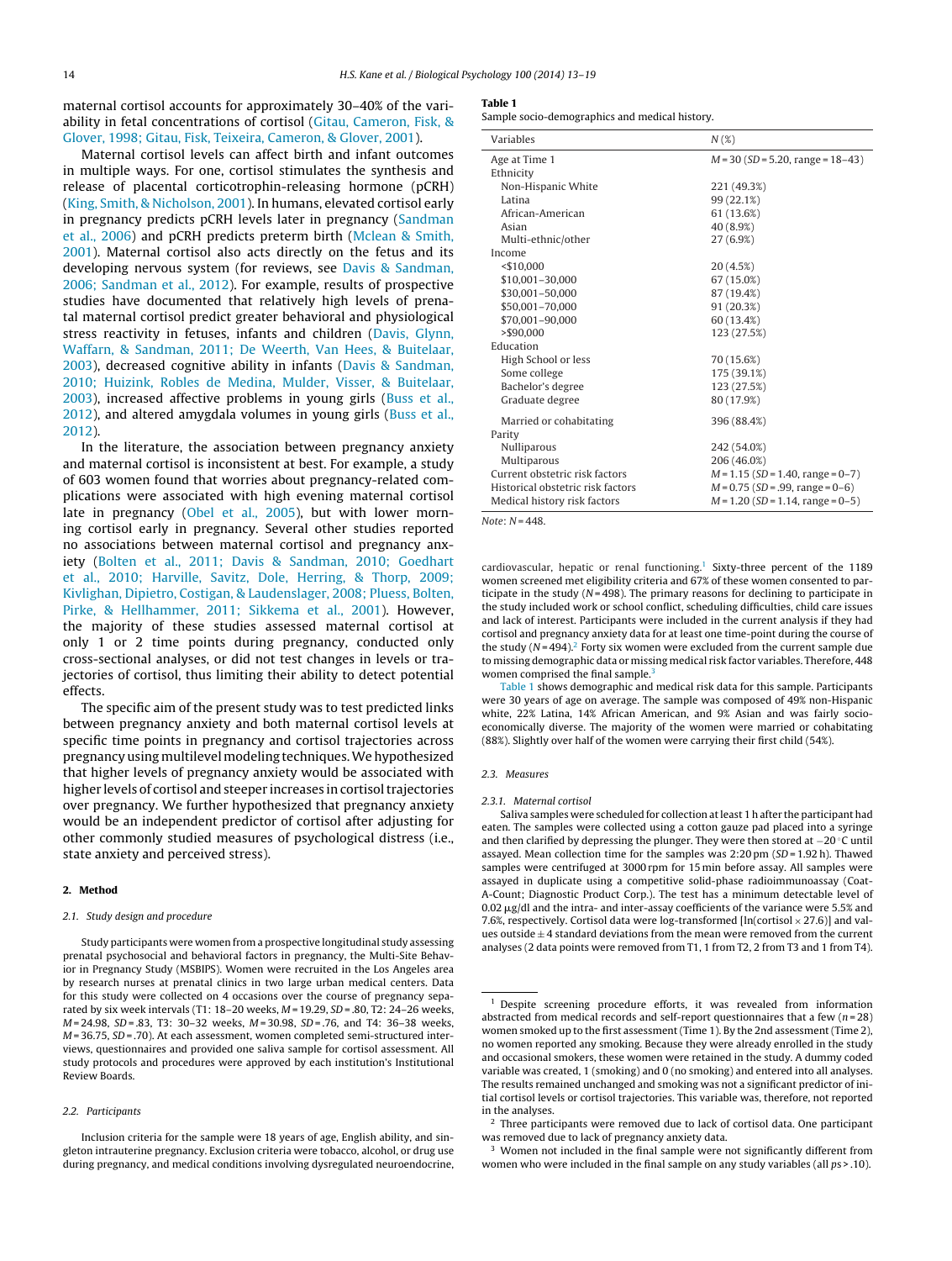maternal cortisol accounts for approximately 30–40% of the variability in fetal concentrations of cortisol (Gitau, Cameron, Fisk, & Glover, 1998; Gitau, Fisk, Teixeira, Cameron, & Glover, 2001).

Maternal cortisol levels can affect birth and infant outcomes in multiple ways. For one, cortisol stimulates the synthesis and release of placental corticotrophin-releasing hormone (pCRH) (King, Smith, & Nicholson, 2001). In humans, elevated cortisol early in pregnancy predicts pCRH levels later in pregnancy (Sandman et al., 2006) and pCRH predicts preterm birth (Mclean & Smith, 2001). Maternal cortisol also acts directly on the fetus and its developing nervous system (for reviews, see Davis & Sandman, 2006; Sandman et al., 2012). For example, results of prospective studies have documented that relatively high levels of prenatal maternal cortisol predict greater behavioral and physiological stress reactivity in fetuses, infants and children (Davis, Glynn, Waffarn, & Sandman, 2011; De Weerth, Van Hees, & Buitelaar, 2003), decreased cognitive ability in infants (Davis & Sandman, 2010; Huizink, Robles de Medina, Mulder, Visser, & Buitelaar, 2003), increased affective problems in young girls (Buss et al., 2012), and altered amygdala volumes in young girls (Buss et al., 2012).

In the literature, the association between pregnancy anxiety and maternal cortisol is inconsistent at best. For example, a study of 603 women found that worries about pregnancy-related complications were associated with high evening maternal cortisol late in pregnancy (Obel et al., 2005), but with lower morning cortisol early in pregnancy. Several other studies reported no associations between maternal cortisol and pregnancy anxiety (Bolten et al., 2011; Davis & Sandman, 2010; Goedhart et al., 2010; Harville, Savitz, Dole, Herring, & Thorp, 2009; Kivlighan, Dipietro, Costigan, & Laudenslager, 2008; Pluess, Bolten, Pirke, & Hellhammer, 2011; Sikkema et al., 2001). However, the majority of these studies assessed maternal cortisol at only 1 or 2 time points during pregnancy, conducted only cross-sectional analyses, or did not test changes in levels or trajectories of cortisol, thus limiting their ability to detect potential effects.

The specific aim of the present study was to test predicted links between pregnancy anxiety and both maternal cortisol levels at specific time points in pregnancy and cortisol trajectories across pregnancy using multilevel modeling techniques. We hypothesized that higher levels of pregnancy anxiety would be associated with higher levels of cortisol and steeper increases in cortisol trajectories over pregnancy. We further hypothesized that pregnancy anxiety would be an independent predictor of cortisol after adjusting for other commonly studied measures of psychological distress (i.e., state anxiety and perceived stress).

## 2. Method

### 2.1. Study design and procedure

Study participants were women from a prospective longitudinal study assessing prenatal psychosocial and behavioral factors in pregnancy, the Multi-Site Behavior in Pregnancy Study (MSBIPS). Women were recruited in the Los Angeles area by research nurses at prenatal clinics in two large urban medical centers. Data for this study were collected on 4 occasions over the course of pregnancy separated by six week intervals (T1: 18–20 weeks, $M = 19.29$, $SD = .80$, T2: 24–26 weeks, $M = 24.98$, $SD = .83$, T3: 30–32 weeks, $M = 30.98$, $SD = .76$, and T4: 36–38 weeks, $M = 36.75$, $SD = .70$). At each assessment, women completed semi-structured interviews, questionnaires and provided one saliva sample for cortisol assessment. All study protocols and procedures were approved by each institution's Institutional Review Boards.

### 2.2. Participants

Inclusion criteria for the sample were 18 years of age, English ability, and singleton intrauterine pregnancy. Exclusion criteria were tobacco, alcohol, or drug use during pregnancy, and medical conditions involving dysregulated neuroendocrine, cardiovascular, hepatic or renal functioning.[1] Sixty-three percent of the 1189 women screened met eligibility criteria and 67% of these women consented to participate in the study ($N = 498$). The primary reasons for declining to participate in the study included work or school conflict, scheduling difficulties, child care issues and lack of interest. Participants were included in the current analysis if they had cortisol and pregnancy anxiety data for at least one time-point during the course of the study ($N = 494$).[2] Forty six women were excluded from the current sample due to missing demographic data or missing medical risk factor variables. Therefore, 448 women comprised the final sample.[3]

**Table 1**
Sample socio-demographics and medical history.

| Variables | N (%) |
|---|---|
| Age at Time 1 | $M = 30$ ($SD = 5.20$, range = 18–43) |
| Ethnicity | |
| Non-Hispanic White | 221 (49.3%) |
| Latina | 99 (22.1%) |
| African-American | 61 (13.6%) |
| Asian | 40 (8.9%) |
| Multi-ethnic/other | 27 (6.9%) |
| Income | |
| <$10,000 | 20 (4.5%) |
| $10,001–30,000 | 67 (15.0%) |
| $30,001–50,000 | 87 (19.4%) |
| $50,001–70,000 | 91 (20.3%) |
| $70,001–90,000 | 60 (13.4%) |
| >$90,000 | 123 (27.5%) |
| Education | |
| High School or less | 70 (15.6%) |
| Some college | 175 (39.1%) |
| Bachelor's degree | 123 (27.5%) |
| Graduate degree | 80 (17.9%) |
| Married or cohabitating | 396 (88.4%) |
| Parity | |
| Nulliparous | 242 (54.0%) |
| Multiparous | 206 (46.0%) |
| Current obstetric risk factors | $M = 1.15$ ($SD = 1.40$, range = 0–7) |
| Historical obstetric risk factors | $M = 0.75$ ($SD = .99$, range = 0–6) |
| Medical history risk factors | $M = 1.20$ ($SD = 1.14$, range = 0–5) |

*Note*: $N = 448$.

Table 1 shows demographic and medical risk data for this sample. Participants were 30 years of age on average. The sample was composed of 49% non-Hispanic white, 22% Latina, 14% African American, and 9% Asian and was fairly socioeconomically diverse. The majority of the women were married or cohabitating (88%). Slightly over half of the women were carrying their first child (54%).

### 2.3. Measures

#### 2.3.1. Maternal cortisol

Saliva samples were scheduled for collection at least 1 h after the participant had eaten. The samples were collected using a cotton gauze pad placed into a syringe and then clarified by depressing the plunger. They were then stored at −20 °C until assayed. Mean collection time for the samples was 2:20 pm ($SD = 1.92$ h). Thawed samples were centrifuged at 3000 rpm for 15 min before assay. All samples were assayed in duplicate using a competitive solid-phase radioimmunoassay (Coat-A-Count; Diagnostic Product Corp.). The test has a minimum detectable level of 0.02 μg/dl and the intra- and inter-assay coefficients of the variance were 5.5% and 7.6%, respectively. Cortisol data were log-transformed [ln(cortisol × 27.6)] and values outside ±4 standard deviations from the mean were removed from the current analyses (2 data points were removed from T1, 1 from T2, 2 from T3 and 1 from T4).

[1] Despite screening procedure efforts, it was revealed from information abstracted from medical records and self-report questionnaires that a few ($n = 28$) women smoked up to the first assessment (Time 1). By the 2nd assessment (Time 2), no women reported any smoking. Because they were already enrolled in the study and occasional smokers, these women were retained in the study. A dummy coded variable was created, 1 (smoking) and 0 (no smoking) and entered into all analyses. The results remained unchanged and smoking was not a significant predictor of initial cortisol levels or cortisol trajectories. This variable was, therefore, not reported in the analyses.

[2] Three participants were removed due to lack of cortisol data. One participant was removed due to lack of pregnancy anxiety data.

[3] Women not included in the final sample were not significantly different from women who were included in the final sample on any study variables (all $ps > .10$).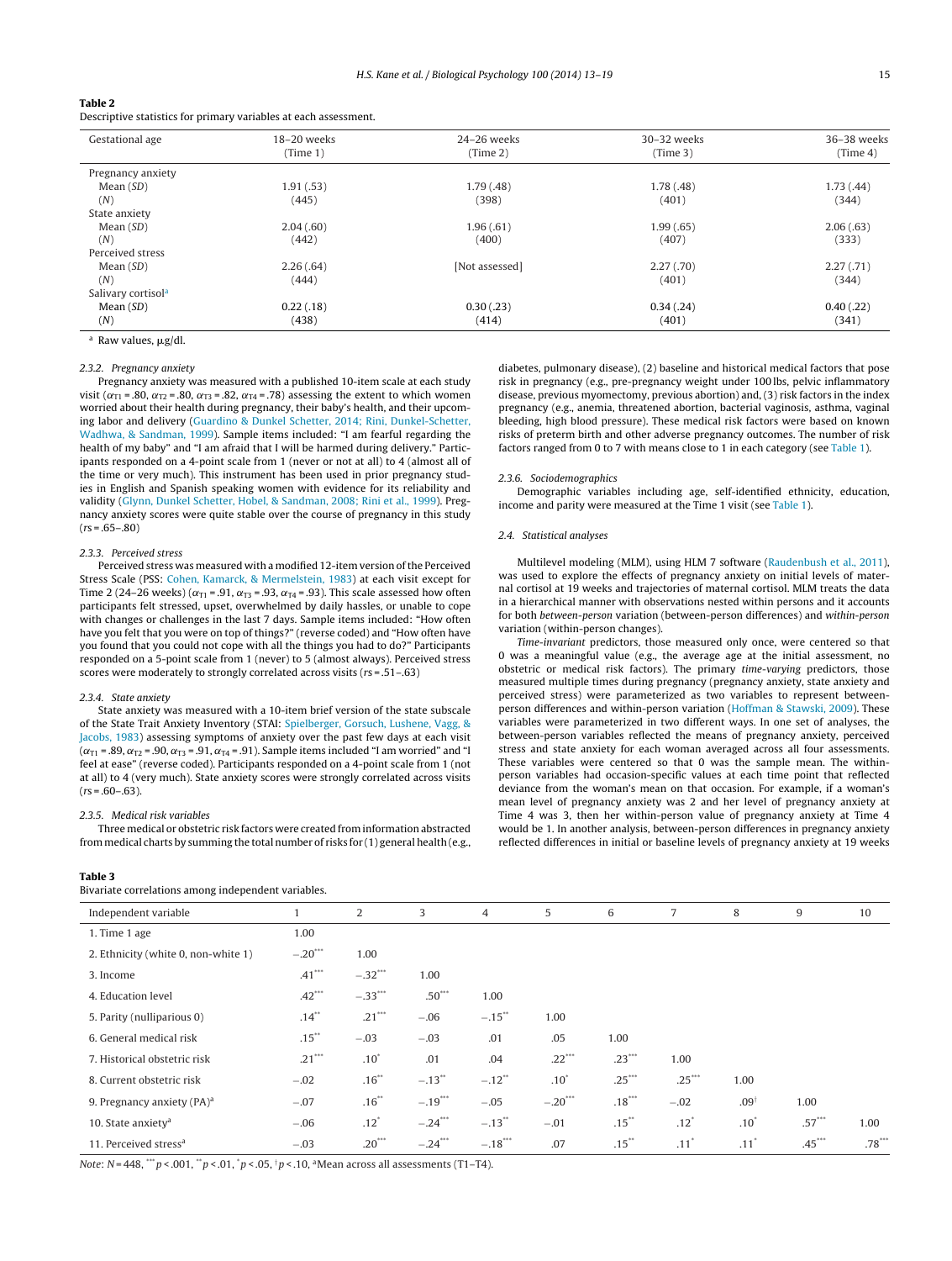**Table 2**
Descriptive statistics for primary variables at each assessment.

| Gestational age | 18–20 weeks (Time 1) | 24–26 weeks (Time 2) | 30–32 weeks (Time 3) | 36–38 weeks (Time 4) |
|---|---|---|---|---|
| Pregnancy anxiety | | | | |
| Mean (*SD*) | 1.91 (.53) | 1.79 (.48) | 1.78 (.48) | 1.73 (.44) |
| (*N*) | (445) | (398) | (401) | (344) |
| State anxiety | | | | |
| Mean (*SD*) | 2.04 (.60) | 1.96 (.61) | 1.99 (.65) | 2.06 (.63) |
| (*N*) | (442) | (400) | (407) | (333) |
| Perceived stress | | | | |
| Mean (*SD*) | 2.26 (.64) | [Not assessed] | 2.27 (.70) | 2.27 (.71) |
| (*N*) | (444) | | (401) | (344) |
| Salivary cortisol[a] | | | | |
| Mean (*SD*) | 0.22 (.18) | 0.30 (.23) | 0.34 (.24) | 0.40 (.22) |
| (*N*) | (438) | (414) | (401) | (341) |

[a] Raw values, μg/dl.

#### 2.3.2. Pregnancy anxiety

Pregnancy anxiety was measured with a published 10-item scale at each study visit ($\alpha_{T1}$ = .80, $\alpha_{T2}$ = .80, $\alpha_{T3}$ = .82, $\alpha_{T4}$ = .78) assessing the extent to which women worried about their health during pregnancy, their baby's health, and their upcoming labor and delivery (Guardino & Dunkel Schetter, 2014; Rini, Dunkel-Schetter, Wadhwa, & Sandman, 1999). Sample items included: "I am fearful regarding the health of my baby" and "I am afraid that I will be harmed during delivery." Participants responded on a 4-point scale from 1 (never or not at all) to 4 (almost all of the time or very much). This instrument has been used in prior pregnancy studies in English and Spanish speaking women with evidence for its reliability and validity (Glynn, Dunkel Schetter, Hobel, & Sandman, 2008; Rini et al., 1999). Pregnancy anxiety scores were quite stable over the course of pregnancy in this study (*r*s = .65–.80)

#### 2.3.3. Perceived stress

Perceived stress was measured with a modified 12-item version of the Perceived Stress Scale (PSS: Cohen, Kamarck, & Mermelstein, 1983) at each visit except for Time 2 (24–26 weeks) ($\alpha_{T1}$ = .91, $\alpha_{T3}$ = .93, $\alpha_{T4}$ = .93). This scale assessed how often participants felt stressed, upset, overwhelmed by daily hassles, or unable to cope with changes or challenges in the last 7 days. Sample items included: "How often have you felt that you were on top of things?" (reverse coded) and "How often have you found that you could not cope with all the things you had to do?" Participants responded on a 5-point scale from 1 (never) to 5 (almost always). Perceived stress scores were moderately to strongly correlated across visits (*r*s = .51–.63)

#### 2.3.4. State anxiety

State anxiety was measured with a 10-item brief version of the state subscale of the State Trait Anxiety Inventory (STAI: Spielberger, Gorsuch, Lushene, Vagg, & Jacobs, 1983) assessing symptoms of anxiety over the past few days at each visit ($\alpha_{T1}$ = .89, $\alpha_{T2}$ = .90, $\alpha_{T3}$ = .91, $\alpha_{T4}$ = .91). Sample items included "I am worried" and "I feel at ease" (reverse coded). Participants responded on a 4-point scale from 1 (not at all) to 4 (very much). State anxiety scores were strongly correlated across visits (*r*s = .60–.63).

#### 2.3.5. Medical risk variables

Three medical or obstetric risk factors were created from information abstracted from medical charts by summing the total number of risks for (1) general health (e.g., diabetes, pulmonary disease), (2) baseline and historical medical factors that pose risk in pregnancy (e.g., pre-pregnancy weight under 100 lbs, pelvic inflammatory disease, previous myomectomy, previous abortion) and, (3) risk factors in the index pregnancy (e.g., anemia, threatened abortion, bacterial vaginosis, asthma, vaginal bleeding, high blood pressure). These medical risk factors were based on known risks of preterm birth and other adverse pregnancy outcomes. The number of risk factors ranged from 0 to 7 with means close to 1 in each category (see Table 1).

#### 2.3.6. Sociodemographics

Demographic variables including age, self-identified ethnicity, education, income and parity were measured at the Time 1 visit (see Table 1).

### 2.4. Statistical analyses

Multilevel modeling (MLM), using HLM 7 software (Raudenbush et al., 2011), was used to explore the effects of pregnancy anxiety on initial levels of maternal cortisol at 19 weeks and trajectories of maternal cortisol. MLM treats the data in a hierarchical manner with observations nested within persons and it accounts for both *between-person* variation (between-person differences) and *within-person* variation (within-person changes).

*Time-invariant* predictors, those measured only once, were centered so that 0 was a meaningful value (e.g., the average age at the initial assessment, no obstetric or medical risk factors). The primary *time-varying* predictors, those measured multiple times during pregnancy (pregnancy anxiety, state anxiety and perceived stress) were parameterized as two variables to represent between-person differences and within-person variation (Hoffman & Stawski, 2009). These variables were parameterized in two different ways. In one set of analyses, the between-person variables reflected the means of pregnancy anxiety, perceived stress and state anxiety for each woman averaged across all four assessments. These variables were centered so that 0 was the sample mean. The within-person variables had occasion-specific values at each time point that reflected deviance from the woman's mean on that occasion. For example, if a woman's mean level of pregnancy anxiety was 2 and her level of pregnancy anxiety at Time 4 was 3, then her within-person value of pregnancy anxiety at Time 4 would be 1. In another analysis, between-person differences in pregnancy anxiety reflected differences in initial or baseline levels of pregnancy anxiety at 19 weeks

**Table 3**
Bivariate correlations among independent variables.

| Independent variable | 1 | 2 | 3 | 4 | 5 | 6 | 7 | 8 | 9 | 10 |
|---|---|---|---|---|---|---|---|---|---|---|
| 1. Time 1 age | 1.00 | | | | | | | | | |
| 2. Ethnicity (white 0, non-white 1) | −.20*** | 1.00 | | | | | | | | |
| 3. Income | .41*** | −.32*** | 1.00 | | | | | | | |
| 4. Education level | .42*** | −.33*** | .50*** | 1.00 | | | | | | |
| 5. Parity (nulliparious 0) | .14** | .21*** | −.06 | −.15** | 1.00 | | | | | |
| 6. General medical risk | .15** | −.03 | −.03 | .01 | .05 | 1.00 | | | | |
| 7. Historical obstetric risk | .21*** | .10* | .01 | .04 | .22*** | .23*** | 1.00 | | | |
| 8. Current obstetric risk | −.02 | .16** | −.13** | −.12** | .10* | .25*** | .25*** | 1.00 | | |
| 9. Pregnancy anxiety (PA)[a] | −.07 | .16** | −.19*** | −.05 | −.20*** | .18*** | −.02 | .09† | 1.00 | |
| 10. State anxiety[a] | −.06 | .12* | −.24*** | −.13** | −.01 | .15** | .12* | .10* | .57*** | 1.00 |
| 11. Perceived stress[a] | −.03 | .20*** | −.24*** | −.18*** | .07 | .15** | .11* | .11* | .45*** | .78*** |

*Note*: *N* = 448, *** $p < .001$, ** $p < .01$, * $p < .05$, † $p < .10$, [a]Mean across all assessments (T1–T4).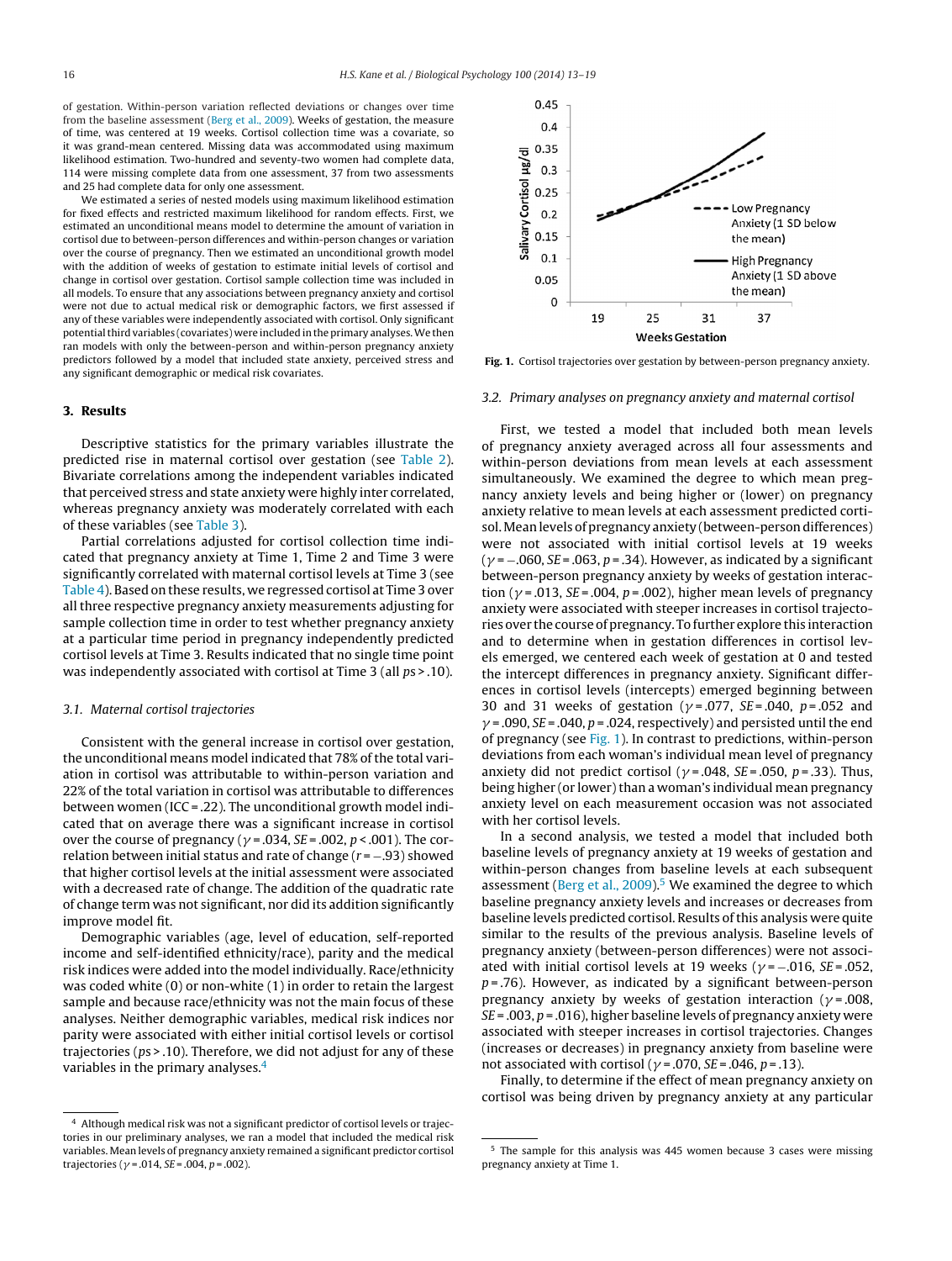of gestation. Within-person variation reflected deviations or changes over time from the baseline assessment (Berg et al., 2009). Weeks of gestation, the measure of time, was centered at 19 weeks. Cortisol collection time was a covariate, so it was grand-mean centered. Missing data was accommodated using maximum likelihood estimation. Two-hundred and seventy-two women had complete data, 114 were missing complete data from one assessment, 37 from two assessments and 25 had complete data for only one assessment.

We estimated a series of nested models using maximum likelihood estimation for fixed effects and restricted maximum likelihood for random effects. First, we estimated an unconditional means model to determine the amount of variation in cortisol due to between-person differences and within-person changes or variation over the course of pregnancy. Then we estimated an unconditional growth model with the addition of weeks of gestation to estimate initial levels of cortisol and change in cortisol over gestation. Cortisol sample collection time was included in all models. To ensure that any associations between pregnancy anxiety and cortisol were not due to actual medical risk or demographic factors, we first assessed if any of these variables were independently associated with cortisol. Only significant potential third variables (covariates) were included in the primary analyses. We then ran models with only the between-person and within-person pregnancy anxiety predictors followed by a model that included state anxiety, perceived stress and any significant demographic or medical risk covariates.

## 3. Results

Descriptive statistics for the primary variables illustrate the predicted rise in maternal cortisol over gestation (see Table 2). Bivariate correlations among the independent variables indicated that perceived stress and state anxiety were highly inter correlated, whereas pregnancy anxiety was moderately correlated with each of these variables (see Table 3).

Partial correlations adjusted for cortisol collection time indicated that pregnancy anxiety at Time 1, Time 2 and Time 3 were significantly correlated with maternal cortisol levels at Time 3 (see Table 4). Based on these results, we regressed cortisol at Time 3 over all three respective pregnancy anxiety measurements adjusting for sample collection time in order to test whether pregnancy anxiety at a particular time period in pregnancy independently predicted cortisol levels at Time 3. Results indicated that no single time point was independently associated with cortisol at Time 3 (all $ps > .10$).

### 3.1. Maternal cortisol trajectories

Consistent with the general increase in cortisol over gestation, the unconditional means model indicated that 78% of the total variation in cortisol was attributable to within-person variation and 22% of the total variation in cortisol was attributable to differences between women (ICC = .22). The unconditional growth model indicated that on average there was a significant increase in cortisol over the course of pregnancy ($\gamma = .034$, $SE = .002$, $p < .001$). The correlation between initial status and rate of change ($r = -.93$) showed that higher cortisol levels at the initial assessment were associated with a decreased rate of change. The addition of the quadratic rate of change term was not significant, nor did its addition significantly improve model fit.

Demographic variables (age, level of education, self-reported income and self-identified ethnicity/race), parity and the medical risk indices were added into the model individually. Race/ethnicity was coded white (0) or non-white (1) in order to retain the largest sample and because race/ethnicity was not the main focus of these analyses. Neither demographic variables, medical risk indices nor parity were associated with either initial cortisol levels or cortisol trajectories ($ps > .10$). Therefore, we did not adjust for any of these variables in the primary analyses.[4]

0.45
0.4
0.35
0.3
0.25
0.2
0.15
0.1
0.05
0
Salivary Cortisol µg/dl
19
25
31
37
Weeks Gestation
Low Pregnancy Anxiety (1 SD below the mean)
High Pregnancy Anxiety (1 SD above the mean)

**Fig. 1.** Cortisol trajectories over gestation by between-person pregnancy anxiety.

### 3.2. Primary analyses on pregnancy anxiety and maternal cortisol

First, we tested a model that included both mean levels of pregnancy anxiety averaged across all four assessments and within-person deviations from mean levels at each assessment simultaneously. We examined the degree to which mean pregnancy anxiety levels and being higher or (lower) on pregnancy anxiety relative to mean levels at each assessment predicted cortisol. Mean levels of pregnancy anxiety (between-person differences) were not associated with initial cortisol levels at 19 weeks ($\gamma = -.060$, $SE = .063$, $p = .34$). However, as indicated by a significant between-person pregnancy anxiety by weeks of gestation interaction ($\gamma = .013$, $SE = .004$, $p = .002$), higher mean levels of pregnancy anxiety were associated with steeper increases in cortisol trajectories over the course of pregnancy. To further explore this interaction and to determine when in gestation differences in cortisol levels emerged, we centered each week of gestation at 0 and tested the intercept differences in pregnancy anxiety. Significant differences in cortisol levels (intercepts) emerged beginning between 30 and 31 weeks of gestation ($\gamma = .077$, $SE = .040$, $p = .052$ and $\gamma = .090$, $SE = .040$, $p = .024$, respectively) and persisted until the end of pregnancy (see Fig. 1). In contrast to predictions, within-person deviations from each woman's individual mean level of pregnancy anxiety did not predict cortisol ($\gamma = .048$, $SE = .050$, $p = .33$). Thus, being higher (or lower) than a woman's individual mean pregnancy anxiety level on each measurement occasion was not associated with her cortisol levels.

In a second analysis, we tested a model that included both baseline levels of pregnancy anxiety at 19 weeks of gestation and within-person changes from baseline levels at each subsequent assessment (Berg et al., 2009).[5] We examined the degree to which baseline pregnancy anxiety levels and increases or decreases from baseline levels predicted cortisol. Results of this analysis were quite similar to the results of the previous analysis. Baseline levels of pregnancy anxiety (between-person differences) were not associated with initial cortisol levels at 19 weeks ($\gamma = -.016$, $SE = .052$, $p = .76$). However, as indicated by a significant between-person pregnancy anxiety by weeks of gestation interaction ($\gamma = .008$, $SE = .003$, $p = .016$), higher baseline levels of pregnancy anxiety were associated with steeper increases in cortisol trajectories. Changes (increases or decreases) in pregnancy anxiety from baseline were not associated with cortisol ($\gamma = .070$, $SE = .046$, $p = .13$).

Finally, to determine if the effect of mean pregnancy anxiety on cortisol was being driven by pregnancy anxiety at any particular

[4] Although medical risk was not a significant predictor of cortisol levels or trajectories in our preliminary analyses, we ran a model that included the medical risk variables. Mean levels of pregnancy anxiety remained a significant predictor cortisol trajectories ($\gamma = .014$, $SE = .004$, $p = .002$).

[5] The sample for this analysis was 445 women because 3 cases were missing pregnancy anxiety at Time 1.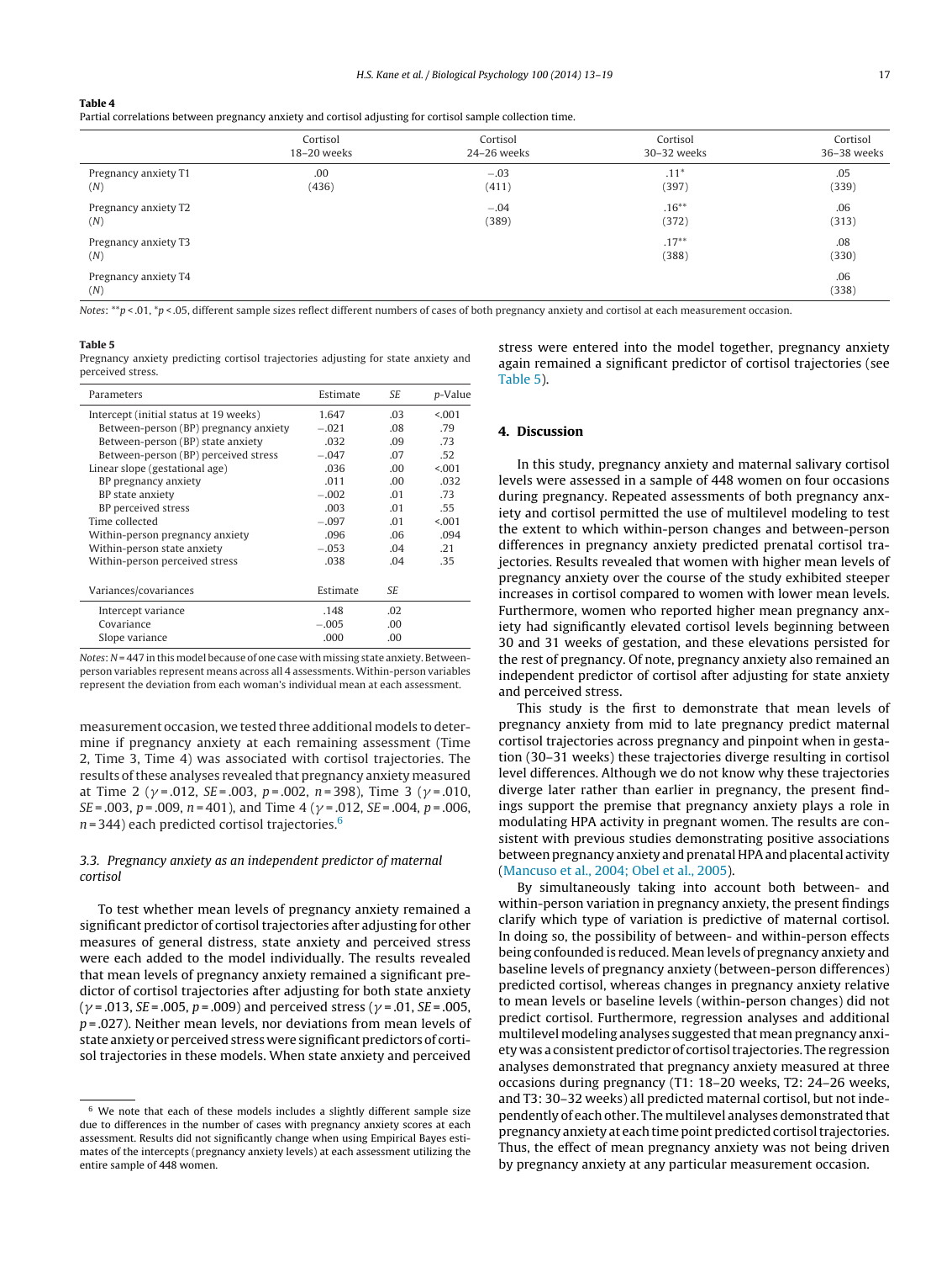**Table 4**
Partial correlations between pregnancy anxiety and cortisol adjusting for cortisol sample collection time.

| | Cortisol 18–20 weeks | Cortisol 24–26 weeks | Cortisol 30–32 weeks | Cortisol 36–38 weeks |
|---|---|---|---|---|
| Pregnancy anxiety T1 | .00 | −.03 | .11* | .05 |
| (*N*) | (436) | (411) | (397) | (339) |
| Pregnancy anxiety T2 | | −.04 | .16** | .06 |
| (*N*) | | (389) | (372) | (313) |
| Pregnancy anxiety T3 | | | .17** | .08 |
| (*N*) | | | (388) | (330) |
| Pregnancy anxiety T4 | | | | .06 |
| (*N*) | | | | (338) |

*Notes*: $^{**}p < .01$, $^{*}p < .05$, different sample sizes reflect different numbers of cases of both pregnancy anxiety and cortisol at each measurement occasion.

**Table 5**
Pregnancy anxiety predicting cortisol trajectories adjusting for state anxiety and perceived stress.

| Parameters | Estimate | *SE* | *p*-Value |
|---|---|---|---|
| Intercept (initial status at 19 weeks) | 1.647 | .03 | <.001 |
| Between-person (BP) pregnancy anxiety | −.021 | .08 | .79 |
| Between-person (BP) state anxiety | .032 | .09 | .73 |
| Between-person (BP) perceived stress | −.047 | .07 | .52 |
| Linear slope (gestational age) | .036 | .00 | <.001 |
| BP pregnancy anxiety | .011 | .00 | .032 |
| BP state anxiety | −.002 | .01 | .73 |
| BP perceived stress | .003 | .01 | .55 |
| Time collected | −.097 | .01 | <.001 |
| Within-person pregnancy anxiety | .096 | .06 | .094 |
| Within-person state anxiety | −.053 | .04 | .21 |
| Within-person perceived stress | .038 | .04 | .35 |
| **Variances/covariances** | **Estimate** | ***SE*** | |
| Intercept variance | .148 | .02 | |
| Covariance | −.005 | .00 | |
| Slope variance | .000 | .00 | |

*Notes*: $N = 447$ in this model because of one case with missing state anxiety. Between-person variables represent means across all 4 assessments. Within-person variables represent the deviation from each woman's individual mean at each assessment.

measurement occasion, we tested three additional models to determine if pregnancy anxiety at each remaining assessment (Time 2, Time 3, Time 4) was associated with cortisol trajectories. The results of these analyses revealed that pregnancy anxiety measured at Time 2 ($\gamma = .012$, $SE = .003$, $p = .002$, $n = 398$), Time 3 ($\gamma = .010$, $SE = .003$, $p = .009$, $n = 401$), and Time 4 ($\gamma = .012$, $SE = .004$, $p = .006$, $n = 344$) each predicted cortisol trajectories.[6]

### 3.3. *Pregnancy anxiety as an independent predictor of maternal cortisol*

To test whether mean levels of pregnancy anxiety remained a significant predictor of cortisol trajectories after adjusting for other measures of general distress, state anxiety and perceived stress were each added to the model individually. The results revealed that mean levels of pregnancy anxiety remained a significant predictor of cortisol trajectories after adjusting for both state anxiety ($\gamma = .013$, $SE = .005$, $p = .009$) and perceived stress ($\gamma = .01$, $SE = .005$, $p = .027$). Neither mean levels, nor deviations from mean levels of state anxiety or perceived stress were significant predictors of cortisol trajectories in these models. When state anxiety and perceived stress were entered into the model together, pregnancy anxiety again remained a significant predictor of cortisol trajectories (see Table 5).

## 4. Discussion

In this study, pregnancy anxiety and maternal salivary cortisol levels were assessed in a sample of 448 women on four occasions during pregnancy. Repeated assessments of both pregnancy anxiety and cortisol permitted the use of multilevel modeling to test the extent to which within-person changes and between-person differences in pregnancy anxiety predicted prenatal cortisol trajectories. Results revealed that women with higher mean levels of pregnancy anxiety over the course of the study exhibited steeper increases in cortisol compared to women with lower mean levels. Furthermore, women who reported higher mean pregnancy anxiety had significantly elevated cortisol levels beginning between 30 and 31 weeks of gestation, and these elevations persisted for the rest of pregnancy. Of note, pregnancy anxiety also remained an independent predictor of cortisol after adjusting for state anxiety and perceived stress.

This study is the first to demonstrate that mean levels of pregnancy anxiety from mid to late pregnancy predict maternal cortisol trajectories across pregnancy and pinpoint when in gestation (30–31 weeks) these trajectories diverge resulting in cortisol level differences. Although we do not know why these trajectories diverge later rather than earlier in pregnancy, the present findings support the premise that pregnancy anxiety plays a role in modulating HPA activity in pregnant women. The results are consistent with previous studies demonstrating positive associations between pregnancy anxiety and prenatal HPA and placental activity (Mancuso et al., 2004; Obel et al., 2005).

By simultaneously taking into account both between- and within-person variation in pregnancy anxiety, the present findings clarify which type of variation is predictive of maternal cortisol. In doing so, the possibility of between- and within-person effects being confounded is reduced. Mean levels of pregnancy anxiety and baseline levels of pregnancy anxiety (between-person differences) predicted cortisol, whereas changes in pregnancy anxiety relative to mean levels or baseline levels (within-person changes) did not predict cortisol. Furthermore, regression analyses and additional multilevel modeling analyses suggested that mean pregnancy anxiety was a consistent predictor of cortisol trajectories. The regression analyses demonstrated that pregnancy anxiety measured at three occasions during pregnancy (T1: 18–20 weeks, T2: 24–26 weeks, and T3: 30–32 weeks) all predicted maternal cortisol, but not independently of each other. The multilevel analyses demonstrated that pregnancy anxiety at each time point predicted cortisol trajectories. Thus, the effect of mean pregnancy anxiety was not being driven by pregnancy anxiety at any particular measurement occasion.

[6] We note that each of these models includes a slightly different sample size due to differences in the number of cases with pregnancy anxiety scores at each assessment. Results did not significantly change when using Empirical Bayes estimates of the intercepts (pregnancy anxiety levels) at each assessment utilizing the entire sample of 448 women.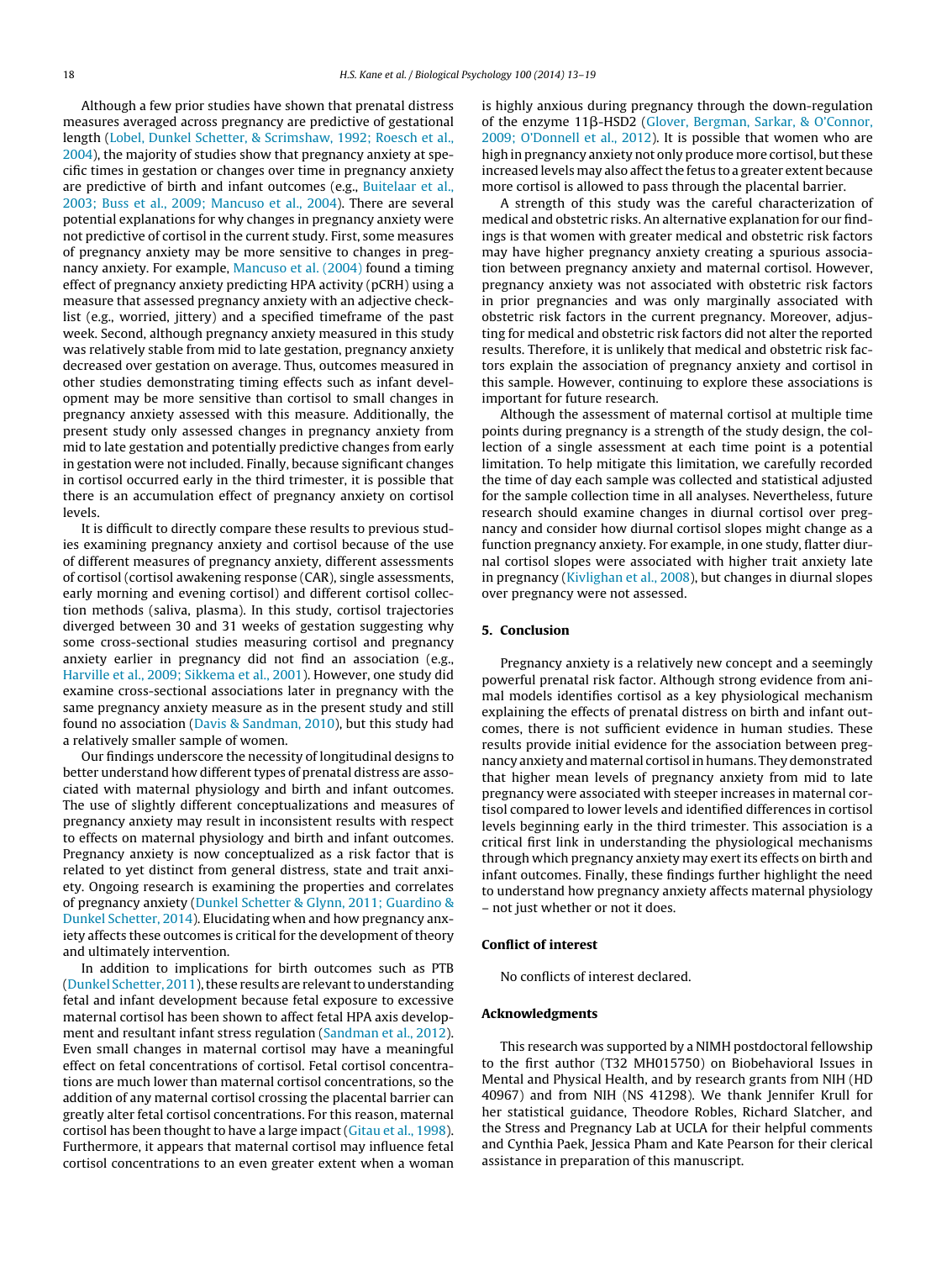Although a few prior studies have shown that prenatal distress measures averaged across pregnancy are predictive of gestational length (Lobel, Dunkel Schetter, & Scrimshaw, 1992; Roesch et al., 2004), the majority of studies show that pregnancy anxiety at specific times in gestation or changes over time in pregnancy anxiety are predictive of birth and infant outcomes (e.g., Buitelaar et al., 2003; Buss et al., 2009; Mancuso et al., 2004). There are several potential explanations for why changes in pregnancy anxiety were not predictive of cortisol in the current study. First, some measures of pregnancy anxiety may be more sensitive to changes in pregnancy anxiety. For example, Mancuso et al. (2004) found a timing effect of pregnancy anxiety predicting HPA activity (pCRH) using a measure that assessed pregnancy anxiety with an adjective checklist (e.g., worried, jittery) and a specified timeframe of the past week. Second, although pregnancy anxiety measured in this study was relatively stable from mid to late gestation, pregnancy anxiety decreased over gestation on average. Thus, outcomes measured in other studies demonstrating timing effects such as infant development may be more sensitive than cortisol to small changes in pregnancy anxiety assessed with this measure. Additionally, the present study only assessed changes in pregnancy anxiety from mid to late gestation and potentially predictive changes from early in gestation were not included. Finally, because significant changes in cortisol occurred early in the third trimester, it is possible that there is an accumulation effect of pregnancy anxiety on cortisol levels.

It is difficult to directly compare these results to previous studies examining pregnancy anxiety and cortisol because of the use of different measures of pregnancy anxiety, different assessments of cortisol (cortisol awakening response (CAR), single assessments, early morning and evening cortisol) and different cortisol collection methods (saliva, plasma). In this study, cortisol trajectories diverged between 30 and 31 weeks of gestation suggesting why some cross-sectional studies measuring cortisol and pregnancy anxiety earlier in pregnancy did not find an association (e.g., Harville et al., 2009; Sikkema et al., 2001). However, one study did examine cross-sectional associations later in pregnancy with the same pregnancy anxiety measure as in the present study and still found no association (Davis & Sandman, 2010), but this study had a relatively smaller sample of women.

Our findings underscore the necessity of longitudinal designs to better understand how different types of prenatal distress are associated with maternal physiology and birth and infant outcomes. The use of slightly different conceptualizations and measures of pregnancy anxiety may result in inconsistent results with respect to effects on maternal physiology and birth and infant outcomes. Pregnancy anxiety is now conceptualized as a risk factor that is related to yet distinct from general distress, state and trait anxiety. Ongoing research is examining the properties and correlates of pregnancy anxiety (Dunkel Schetter & Glynn, 2011; Guardino & Dunkel Schetter, 2014). Elucidating when and how pregnancy anxiety affects these outcomes is critical for the development of theory and ultimately intervention.

In addition to implications for birth outcomes such as PTB (Dunkel Schetter, 2011), these results are relevant to understanding fetal and infant development because fetal exposure to excessive maternal cortisol has been shown to affect fetal HPA axis development and resultant infant stress regulation (Sandman et al., 2012). Even small changes in maternal cortisol may have a meaningful effect on fetal concentrations of cortisol. Fetal cortisol concentrations are much lower than maternal cortisol concentrations, so the addition of any maternal cortisol crossing the placental barrier can greatly alter fetal cortisol concentrations. For this reason, maternal cortisol has been thought to have a large impact (Gitau et al., 1998). Furthermore, it appears that maternal cortisol may influence fetal cortisol concentrations to an even greater extent when a woman is highly anxious during pregnancy through the down-regulation of the enzyme 11β-HSD2 (Glover, Bergman, Sarkar, & O'Connor, 2009; O'Donnell et al., 2012). It is possible that women who are high in pregnancy anxiety not only produce more cortisol, but these increased levels may also affect the fetus to a greater extent because more cortisol is allowed to pass through the placental barrier.

A strength of this study was the careful characterization of medical and obstetric risks. An alternative explanation for our findings is that women with greater medical and obstetric risk factors may have higher pregnancy anxiety creating a spurious association between pregnancy anxiety and maternal cortisol. However, pregnancy anxiety was not associated with obstetric risk factors in prior pregnancies and was only marginally associated with obstetric risk factors in the current pregnancy. Moreover, adjusting for medical and obstetric risk factors did not alter the reported results. Therefore, it is unlikely that medical and obstetric risk factors explain the association of pregnancy anxiety and cortisol in this sample. However, continuing to explore these associations is important for future research.

Although the assessment of maternal cortisol at multiple time points during pregnancy is a strength of the study design, the collection of a single assessment at each time point is a potential limitation. To help mitigate this limitation, we carefully recorded the time of day each sample was collected and statistical adjusted for the sample collection time in all analyses. Nevertheless, future research should examine changes in diurnal cortisol over pregnancy and consider how diurnal cortisol slopes might change as a function pregnancy anxiety. For example, in one study, flatter diurnal cortisol slopes were associated with higher trait anxiety late in pregnancy (Kivlighan et al., 2008), but changes in diurnal slopes over pregnancy were not assessed.

## 5. Conclusion

Pregnancy anxiety is a relatively new concept and a seemingly powerful prenatal risk factor. Although strong evidence from animal models identifies cortisol as a key physiological mechanism explaining the effects of prenatal distress on birth and infant outcomes, there is not sufficient evidence in human studies. These results provide initial evidence for the association between pregnancy anxiety and maternal cortisol in humans. They demonstrated that higher mean levels of pregnancy anxiety from mid to late pregnancy were associated with steeper increases in maternal cortisol compared to lower levels and identified differences in cortisol levels beginning early in the third trimester. This association is a critical first link in understanding the physiological mechanisms through which pregnancy anxiety may exert its effects on birth and infant outcomes. Finally, these findings further highlight the need to understand how pregnancy anxiety affects maternal physiology – not just whether or not it does.

## Conflict of interest

No conflicts of interest declared.

## Acknowledgments

This research was supported by a NIMH postdoctoral fellowship to the first author (T32 MH015750) on Biobehavioral Issues in Mental and Physical Health, and by research grants from NIH (HD 40967) and from NIH (NS 41298). We thank Jennifer Krull for her statistical guidance, Theodore Robles, Richard Slatcher, and the Stress and Pregnancy Lab at UCLA for their helpful comments and Cynthia Paek, Jessica Pham and Kate Pearson for their clerical assistance in preparation of this manuscript.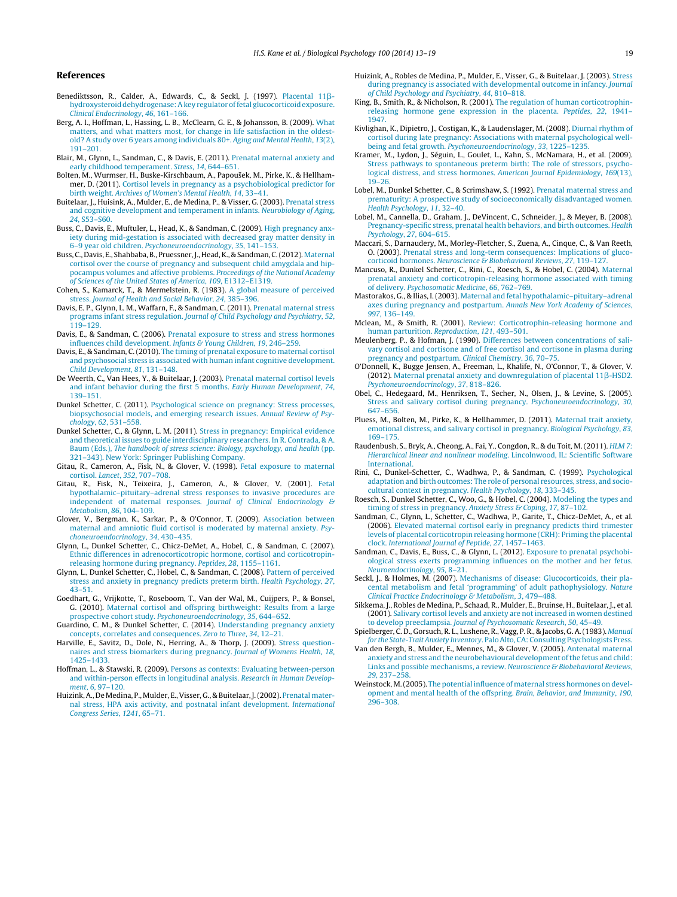## References

Benediktsson, R., Calder, A., Edwards, C., & Seckl, J. (1997). Placental 11β-hydroxysteroid dehydrogenase: A key regulator of fetal glucocorticoid exposure. *Clinical Endocrinology*, *46*, 161–166.

Berg, A. I., Hoffman, L., Hassing, L. B., McClearn, G. E., & Johansson, B. (2009). What matters, and what matters most, for change in life satisfaction in the oldest-old? A study over 6 years among individuals 80+. *Aging and Mental Health*, *13*(2), 191–201.

Blair, M., Glynn, L., Sandman, C., & Davis, E. (2011). Prenatal maternal anxiety and early childhood temperament. *Stress*, *14*, 644–651.

Bolten, M., Wurmser, H., Buske-Kirschbaum, A., Papoušek, M., Pirke, K., & Hellhammer, D. (2011). Cortisol levels in pregnancy as a psychobiological predictor for birth weight. *Archives of Women's Mental Health*, *14*, 33–41.

Buitelaar, J., Huisink, A., Mulder, E., de Medina, P., & Visser, G. (2003). Prenatal stress and cognitive development and temperament in infants. *Neurobiology of Aging*, *24*, S53–S60.

Buss, C., Davis, E., Muftuler, L., Head, K., & Sandman, C. (2009). High pregnancy anxiety during mid-gestation is associated with decreased gray matter density in 6–9 year old children. *Psychoneuroendocrinology*, *35*, 141–153.

Buss, C., Davis, E., Shahbaba, B., Pruessner, J., Head, K., & Sandman, C. (2012). Maternal cortisol over the course of pregnancy and subsequent child amygdala and hippocampus volumes and affective problems. *Proceedings of the National Academy of Sciences of the United States of America*, *109*, E1312–E1319.

Cohen, S., Kamarck, T., & Mermelstein, R. (1983). A global measure of perceived stress. *Journal of Health and Social Behavior*, *24*, 385–396.

Davis, E. P., Glynn, L. M., Waffarn, F., & Sandman, C. (2011). Prenatal maternal stress programs infant stress regulation. *Journal of Child Psychology and Psychiatry*, *52*, 119–129.

Davis, E., & Sandman, C. (2006). Prenatal exposure to stress and stress hormones influences child development. *Infants & Young Children*, *19*, 246–259.

Davis, E., & Sandman, C. (2010). The timing of prenatal exposure to maternal cortisol and psychosocial stress is associated with human infant cognitive development. *Child Development*, *81*, 131–148.

De Weerth, C., Van Hees, Y., & Buitelaar, J. (2003). Prenatal maternal cortisol levels and infant behavior during the first 5 months. *Early Human Development*, *74*, 139–151.

Dunkel Schetter, C. (2011). Psychological science on pregnancy: Stress processes, biopsychosocial models, and emerging research issues. *Annual Review of Psychology*, *62*, 531–558.

Dunkel Schetter, C., & Glynn, L. M. (2011). Stress in pregnancy: Empirical evidence and theoretical issues to guide interdisciplinary researchers. In R. Contrada, & A. Baum (Eds.), *The handbook of stress science: Biology, psychology, and health* (pp. 321–343). New York: Springer Publishing Company.

Gitau, R., Cameron, A., Fisk, N., & Glover, V. (1998). Fetal exposure to maternal cortisol. *Lancet*, *352*, 707–708.

Gitau, R., Fisk, N., Teixeira, J., Cameron, A., & Glover, V. (2001). Fetal hypothalamic–pituitary–adrenal stress responses to invasive procedures are independent of maternal responses. *Journal of Clinical Endocrinology & Metabolism*, *86*, 104–109.

Glover, V., Bergman, K., Sarkar, P., & O'Connor, T. (2009). Association between maternal and amniotic fluid cortisol is moderated by maternal anxiety. *Psychoneuroendocrinology*, *34*, 430–435.

Glynn, L., Dunkel Schetter, C., Chicz-DeMet, A., Hobel, C., & Sandman, C. (2007). Ethnic differences in adrenocorticotropic hormone, cortisol and corticotropin-releasing hormone during pregnancy. *Peptides*, *28*, 1155–1161.

Glynn, L., Dunkel Schetter, C., Hobel, C., & Sandman, C. (2008). Pattern of perceived stress and anxiety in pregnancy predicts preterm birth. *Health Psychology*, *27*, 43–51.

Goedhart, G., Vrijkotte, T., Roseboom, T., Van der Wal, M., Cuijpers, P., & Bonsel, G. (2010). Maternal cortisol and offspring birthweight: Results from a large prospective cohort study. *Psychoneuroendocrinology*, *35*, 644–652.

Guardino, C. M., & Dunkel Schetter, C. (2014). Understanding pregnancy anxiety concepts, correlates and consequences. *Zero to Three*, *34*, 12–21.

Harville, E., Savitz, D., Dole, N., Herring, A., & Thorp, J. (2009). Stress questionnaires and stress biomarkers during pregnancy. *Journal of Womens Health*, *18*, 1425–1433.

Hoffman, L., & Stawski, R. (2009). Persons as contexts: Evaluating between-person and within-person effects in longitudinal analysis. *Research in Human Development*, *6*, 97–120.

Huizink, A., De Medina, P., Mulder, E., Visser, G., & Buitelaar, J. (2002). Prenatal maternal stress, HPA axis activity, and postnatal infant development. *International Congress Series*, *1241*, 65–71.

Huizink, A., Robles de Medina, P., Mulder, E., Visser, G., & Buitelaar, J. (2003). Stress during pregnancy is associated with developmental outcome in infancy. *Journal of Child Psychology and Psychiatry*, *44*, 810–818.

King, B., Smith, R., & Nicholson, R. (2001). The regulation of human corticotrophin-releasing hormone gene expression in the placenta. *Peptides*, *22*, 1941–1947.

Kivlighan, K., Dipietro, J., Costigan, K., & Laudenslager, M. (2008). Diurnal rhythm of cortisol during late pregnancy: Associations with maternal psychological well-being and fetal growth. *Psychoneuroendocrinology*, *33*, 1225–1235.

Kramer, M., Lydon, J., Séguin, L., Goulet, L., Kahn, S., McNamara, H., et al. (2009). Stress pathways to spontaneous preterm birth: The role of stressors, psychological distress, and stress hormones. *American Journal Epidemiology*, *169*(13), 19–26.

Lobel, M., Dunkel Schetter, C., & Scrimshaw, S. (1992). Prenatal maternal stress and prematurity: A prospective study of socioeconomically disadvantaged women. *Health Psychology*, *11*, 32–40.

Lobel, M., Cannella, D., Graham, J., DeVincent, C., Schneider, J., & Meyer, B. (2008). Pregnancy-specific stress, prenatal health behaviors, and birth outcomes. *Health Psychology*, *27*, 604–615.

Maccari, S., Darnaudery, M., Morley-Fletcher, S., Zuena, A., Cinque, C., & Van Reeth, O. (2003). Prenatal stress and long-term consequences: Implications of glucocorticoid hormones. *Neuroscience & Biobehavioral Reviews*, *27*, 119–127.

Mancuso, R., Dunkel Schetter, C., Rini, C., Roesch, S., & Hobel, C. (2004). Maternal prenatal anxiety and corticotropin-releasing hormone associated with timing of delivery. *Psychosomatic Medicine*, *66*, 762–769.

Mastorakos, G., & Ilias, I. (2003). Maternal and fetal hypothalamic–pituitary–adrenal axes during pregnancy and postpartum. *Annals New York Academy of Sciences*, *997*, 136–149.

Mclean, M., & Smith, R. (2001). Review: Corticotrophin-releasing hormone and human parturition. *Reproduction*, *121*, 493–501.

Meulenberg, P., & Hofman, J. (1990). Differences between concentrations of salivary cortisol and cortisone and of free cortisol and cortisone in plasma during pregnancy and postpartum. *Clinical Chemistry*, *36*, 70–75.

O'Donnell, K., Bugge Jensen, A., Freeman, L., Khalife, N., O'Connor, T., & Glover, V. (2012). Maternal prenatal anxiety and downregulation of placental 11β-HSD2. *Psychoneuroendocrinology*, *37*, 818–826.

Obel, C., Hedegaard, M., Henriksen, T., Secher, N., Olsen, J., & Levine, S. (2005). Stress and salivary cortisol during pregnancy. *Psychoneuroendocrinology*, *30*, 647–656.

Pluess, M., Bolten, M., Pirke, K., & Hellhammer, D. (2011). Maternal trait anxiety, emotional distress, and salivary cortisol in pregnancy. *Biological Psychology*, *83*, 169–175.

Raudenbush, S., Bryk, A., Cheong, A., Fai, Y., Congdon, R., & du Toit, M. (2011). *HLM 7: Hierarchical linear and nonlinear modeling*. Lincolnwood, IL: Scientific Software International.

Rini, C., Dunkel-Schetter, C., Wadhwa, P., & Sandman, C. (1999). Psychological adaptation and birth outcomes: The role of personal resources, stress, and sociocultural context in pregnancy. *Health Psychology*, *18*, 333–345.

Roesch, S., Dunkel Schetter, C., Woo, G., & Hobel, C. (2004). Modeling the types and timing of stress in pregnancy. *Anxiety Stress & Coping*, *17*, 87–102.

Sandman, C., Glynn, L., Schetter, C., Wadhwa, P., Garite, T., Chicz-DeMet, A., et al. (2006). Elevated maternal cortisol early in pregnancy predicts third trimester levels of placental corticotropin releasing hormone (CRH): Priming the placental clock. *International Journal of Peptide*, *27*, 1457–1463.

Sandman, C., Davis, E., Buss, C., & Glynn, L. (2012). Exposure to prenatal psychobiological stress exerts programming influences on the mother and her fetus. *Neuroendocrinology*, *95*, 8–21.

Seckl, J., & Holmes, M. (2007). Mechanisms of disease: Glucocorticoids, their placental metabolism and fetal 'programming' of adult pathophysiology. *Nature Clinical Practice Endocrinology & Metabolism*, *3*, 479–488.

Sikkema, J., Robles de Medina, P., Schaad, R., Mulder, E., Bruinse, H., Buitelaar, J., et al. (2001). Salivary cortisol levels and anxiety are not increased in women destined to develop preeclampsia. *Journal of Psychosomatic Research*, *50*, 45–49.

Spielberger, C. D., Gorsuch, R. L., Lushene, R., Vagg, P. R., & Jacobs, G. A. (1983). *Manual for the State-Trait Anxiety Inventory*. Palo Alto, CA: Consulting Psychologists Press.

Van den Bergh, B., Mulder, E., Mennes, M., & Glover, V. (2005). Antenatal maternal anxiety and stress and the neurobehavioural development of the fetus and child: Links and possible mechanisms, a review. *Neuroscience & Biobehavioral Reviews*, *29*, 237–258.

Weinstock, M. (2005). The potential influence of maternal stress hormones on development and mental health of the offspring. *Brain, Behavior, and Immunity*, *190*, 296–308.